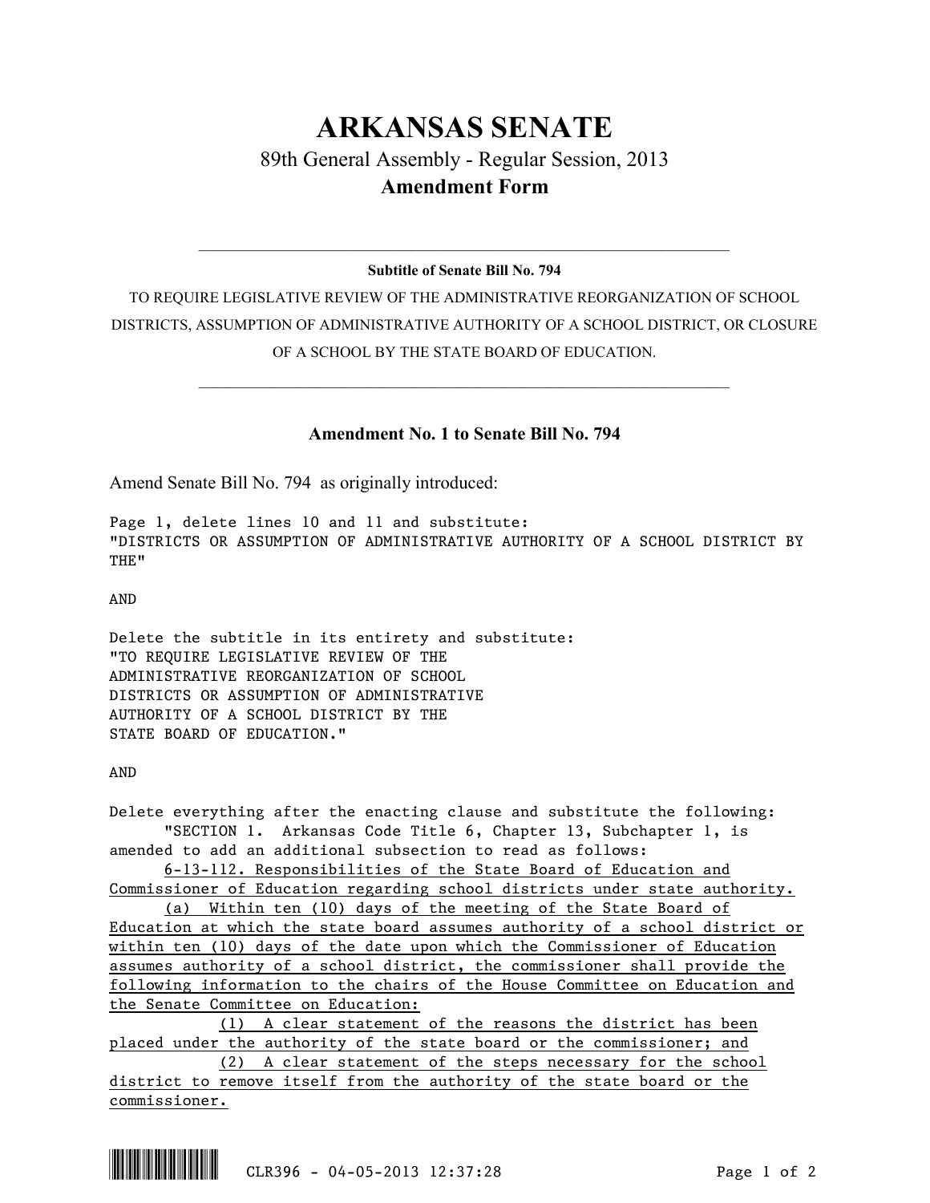# ARKANSAS SENATE

## 89th General Assembly - Regular Session, 2013

### Amendment Form

---

**Subtitle of Senate Bill No. 794**

TO REQUIRE LEGISLATIVE REVIEW OF THE ADMINISTRATIVE REORGANIZATION OF SCHOOL DISTRICTS, ASSUMPTION OF ADMINISTRATIVE AUTHORITY OF A SCHOOL DISTRICT, OR CLOSURE OF A SCHOOL BY THE STATE BOARD OF EDUCATION.

---

### Amendment No. 1 to Senate Bill No. 794

Amend Senate Bill No. 794 as originally introduced:

Page 1, delete lines 10 and 11 and substitute:
"DISTRICTS OR ASSUMPTION OF ADMINISTRATIVE AUTHORITY OF A SCHOOL DISTRICT BY THE"

AND

Delete the subtitle in its entirety and substitute:
"TO REQUIRE LEGISLATIVE REVIEW OF THE ADMINISTRATIVE REORGANIZATION OF SCHOOL DISTRICTS OR ASSUMPTION OF ADMINISTRATIVE AUTHORITY OF A SCHOOL DISTRICT BY THE STATE BOARD OF EDUCATION."

AND

Delete everything after the enacting clause and substitute the following:

"SECTION 1. Arkansas Code Title 6, Chapter 13, Subchapter 1, is amended to add an additional subsection to read as follows:

<u>6-13-112. Responsibilities of the State Board of Education and Commissioner of Education regarding school districts under state authority.</u>

<u>(a) Within ten (10) days of the meeting of the State Board of Education at which the state board assumes authority of a school district or within ten (10) days of the date upon which the Commissioner of Education assumes authority of a school district, the commissioner shall provide the following information to the chairs of the House Committee on Education and the Senate Committee on Education:</u>

<u>(1) A clear statement of the reasons the district has been placed under the authority of the state board or the commissioner; and</u>

<u>(2) A clear statement of the steps necessary for the school district to remove itself from the authority of the state board or the commissioner.</u>

CLR396 - 04-05-2013 12:37:28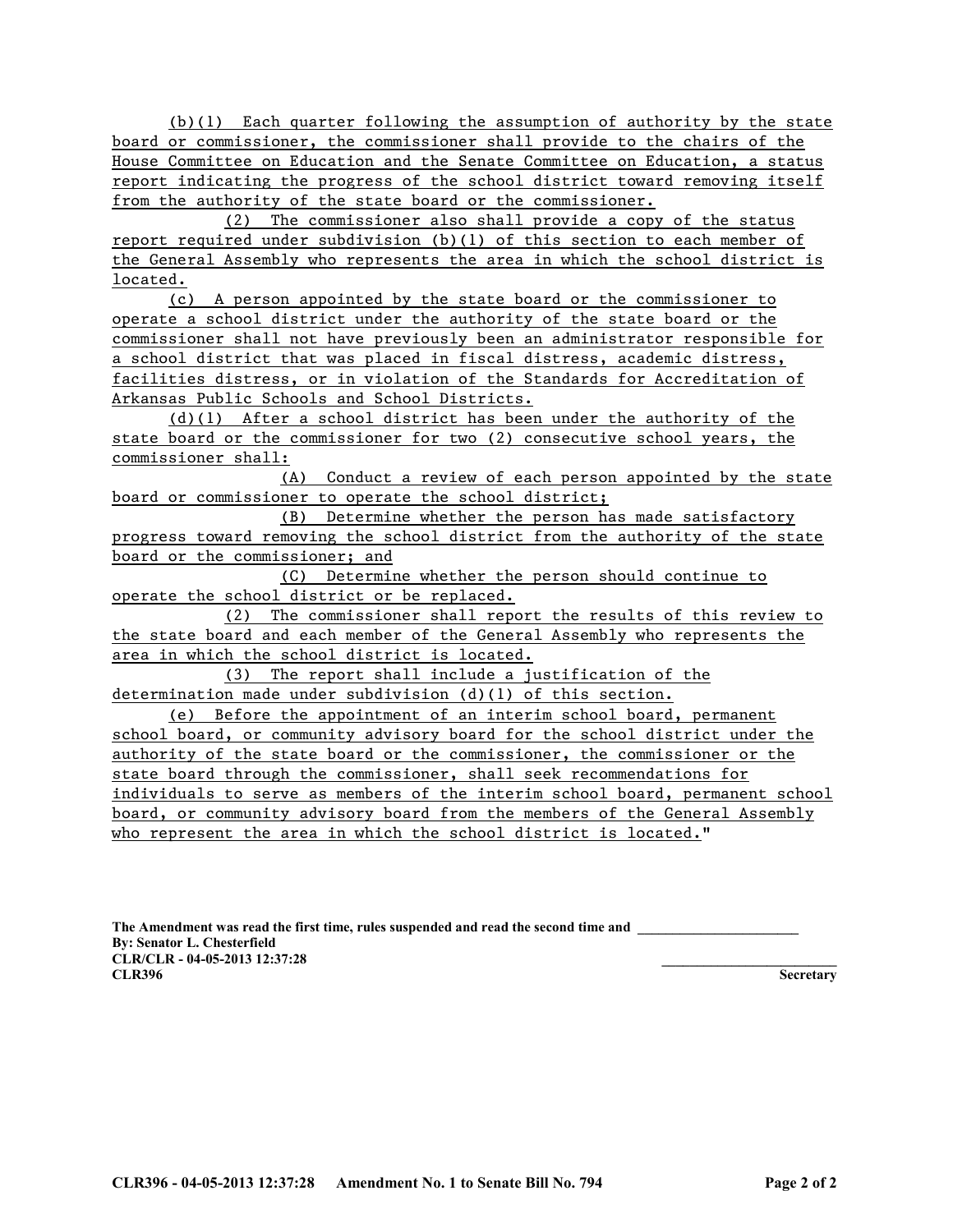(b)(1) Each quarter following the assumption of authority by the state board or commissioner, the commissioner shall provide to the chairs of the House Committee on Education and the Senate Committee on Education, a status report indicating the progress of the school district toward removing itself from the authority of the state board or the commissioner.

(2) The commissioner also shall provide a copy of the status report required under subdivision (b)(1) of this section to each member of the General Assembly who represents the area in which the school district is located.

(c) A person appointed by the state board or the commissioner to operate a school district under the authority of the state board or the commissioner shall not have previously been an administrator responsible for a school district that was placed in fiscal distress, academic distress, facilities distress, or in violation of the Standards for Accreditation of Arkansas Public Schools and School Districts.

(d)(1) After a school district has been under the authority of the state board or the commissioner for two (2) consecutive school years, the commissioner shall:

(A) Conduct a review of each person appointed by the state board or commissioner to operate the school district;

(B) Determine whether the person has made satisfactory progress toward removing the school district from the authority of the state board or the commissioner; and

(C) Determine whether the person should continue to operate the school district or be replaced.

(2) The commissioner shall report the results of this review to the state board and each member of the General Assembly who represents the area in which the school district is located.

(3) The report shall include a justification of the determination made under subdivision (d)(1) of this section.

(e) Before the appointment of an interim school board, permanent school board, or community advisory board for the school district under the authority of the state board or the commissioner, the commissioner or the state board through the commissioner, shall seek recommendations for individuals to serve as members of the interim school board, permanent school board, or community advisory board from the members of the General Assembly who represent the area in which the school district is located."

**The Amendment was read the first time, rules suspended and read the second time and \_\_\_\_\_\_\_\_\_\_\_\_\_\_\_\_\_\_\_\_\_\_**
**By: Senator L. Chesterfield**
**CLR/CLR - 04-05-2013 12:37:28**
**CLR396**

\_\_\_\_\_\_\_\_\_\_\_\_\_\_\_\_\_\_\_\_\_\_\_\_
**Secretary**